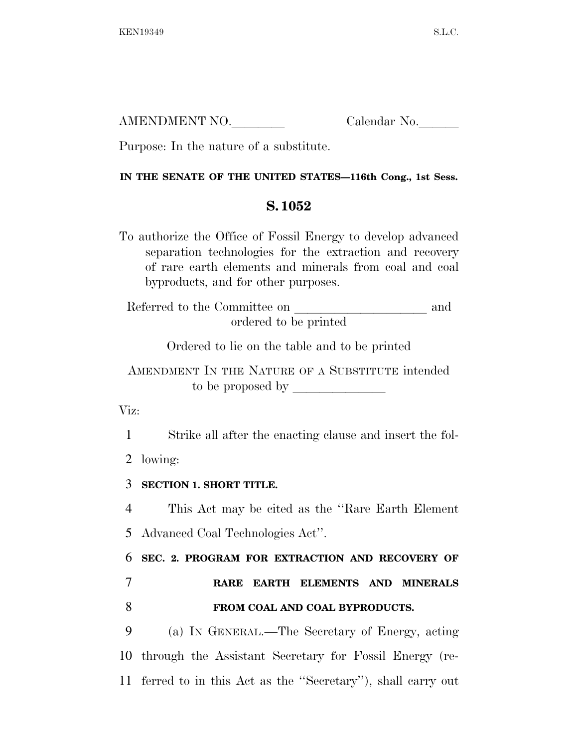AMENDMENT NO.________ Calendar No.______

Purpose: In the nature of a substitute.

**IN THE SENATE OF THE UNITED STATES—116th Cong., 1st Sess.**

## S. 1052

To authorize the Office of Fossil Energy to develop advanced separation technologies for the extraction and recovery of rare earth elements and minerals from coal and coal byproducts, and for other purposes.

Referred to the Committee on ____________________ and ordered to be printed

Ordered to lie on the table and to be printed

AMENDMENT IN THE NATURE OF A SUBSTITUTE intended to be proposed by ______________

Viz:

1 Strike all after the enacting clause and insert the fol-
2 lowing:

3 **SECTION 1. SHORT TITLE.**

4 This Act may be cited as the "Rare Earth Element
5 Advanced Coal Technologies Act".

6 **SEC. 2. PROGRAM FOR EXTRACTION AND RECOVERY OF**
7 **RARE EARTH ELEMENTS AND MINERALS**
8 **FROM COAL AND COAL BYPRODUCTS.**

9 (a) IN GENERAL.—The Secretary of Energy, acting
10 through the Assistant Secretary for Fossil Energy (re-
11 ferred to in this Act as the "Secretary"), shall carry out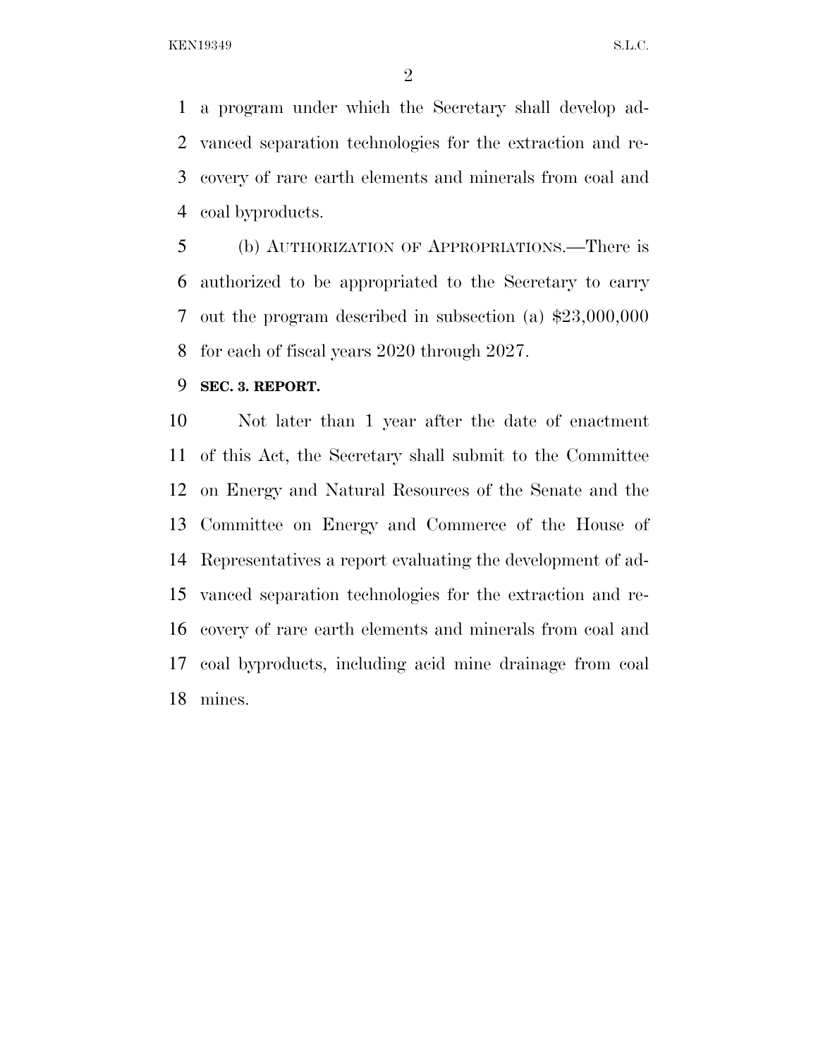a program under which the Secretary shall develop advanced separation technologies for the extraction and recovery of rare earth elements and minerals from coal and coal byproducts.

(b) AUTHORIZATION OF APPROPRIATIONS.—There is authorized to be appropriated to the Secretary to carry out the program described in subsection (a) $23,000,000 for each of fiscal years 2020 through 2027.

**SEC. 3. REPORT.**

Not later than 1 year after the date of enactment of this Act, the Secretary shall submit to the Committee on Energy and Natural Resources of the Senate and the Committee on Energy and Commerce of the House of Representatives a report evaluating the development of advanced separation technologies for the extraction and recovery of rare earth elements and minerals from coal and coal byproducts, including acid mine drainage from coal mines.